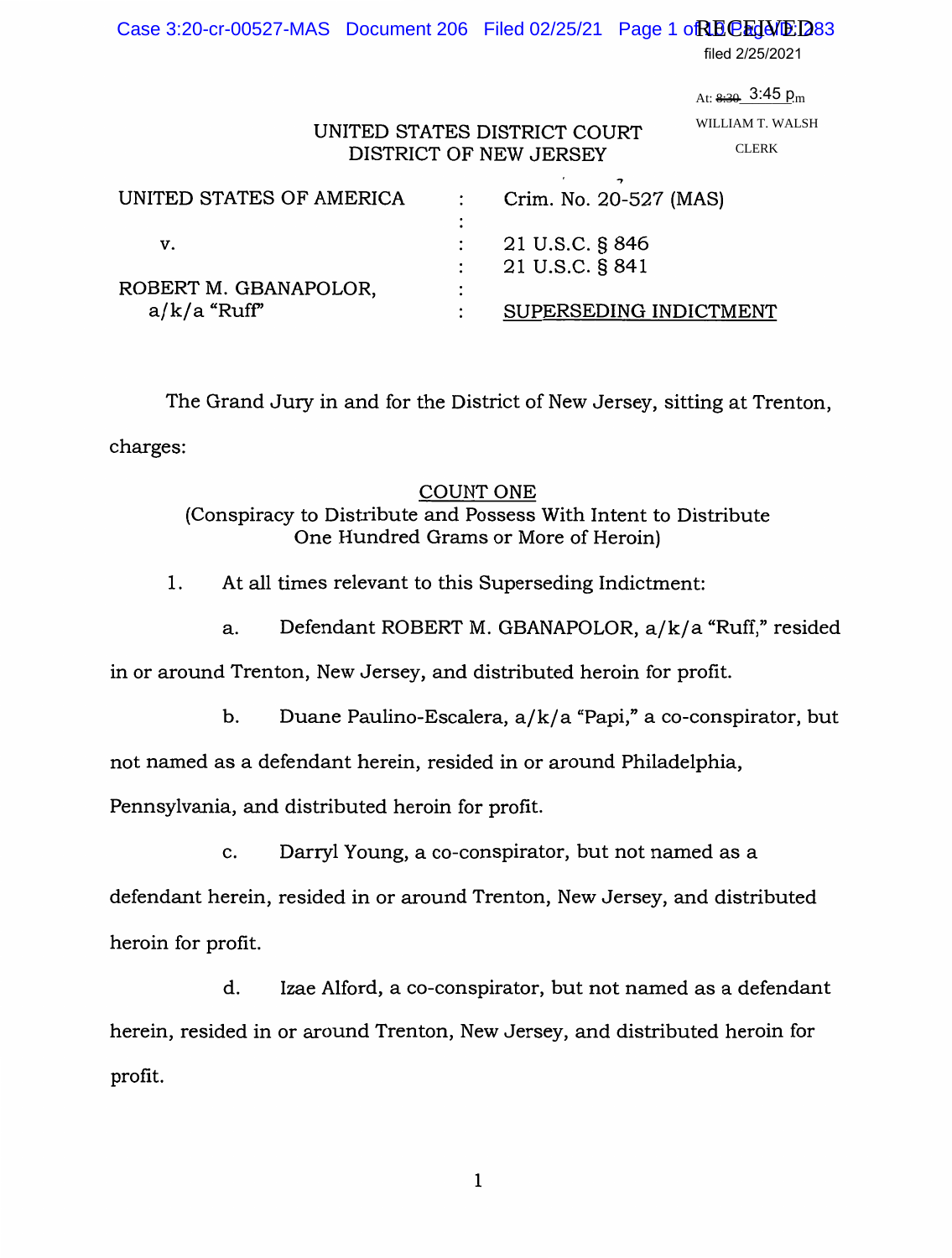RECEIVED

filed 2/25/2021

At: ~~8:30~~ 3:45 pm

WILLIAM T. WALSH

CLERK

UNITED STATES DISTRICT COURT
DISTRICT OF NEW JERSEY

| | | |
|---|---|---|
| UNITED STATES OF AMERICA | : | Crim. No. 20-527 (MAS) |
| | : | |
| v. | : | 21 U.S.C. § 846 |
| | : | 21 U.S.C. § 841 |
| ROBERT M. GBANAPOLOR, | : | |
| a/k/a "Ruff" | : | SUPERSEDING INDICTMENT |

The Grand Jury in and for the District of New Jersey, sitting at Trenton, charges:

## COUNT ONE
(Conspiracy to Distribute and Possess With Intent to Distribute One Hundred Grams or More of Heroin)

1. At all times relevant to this Superseding Indictment:

   a. Defendant ROBERT M. GBANAPOLOR, a/k/a "Ruff," resided in or around Trenton, New Jersey, and distributed heroin for profit.

   b. Duane Paulino-Escalera, a/k/a "Papi," a co-conspirator, but not named as a defendant herein, resided in or around Philadelphia, Pennsylvania, and distributed heroin for profit.

   c. Darryl Young, a co-conspirator, but not named as a defendant herein, resided in or around Trenton, New Jersey, and distributed heroin for profit.

   d. Izae Alford, a co-conspirator, but not named as a defendant herein, resided in or around Trenton, New Jersey, and distributed heroin for profit.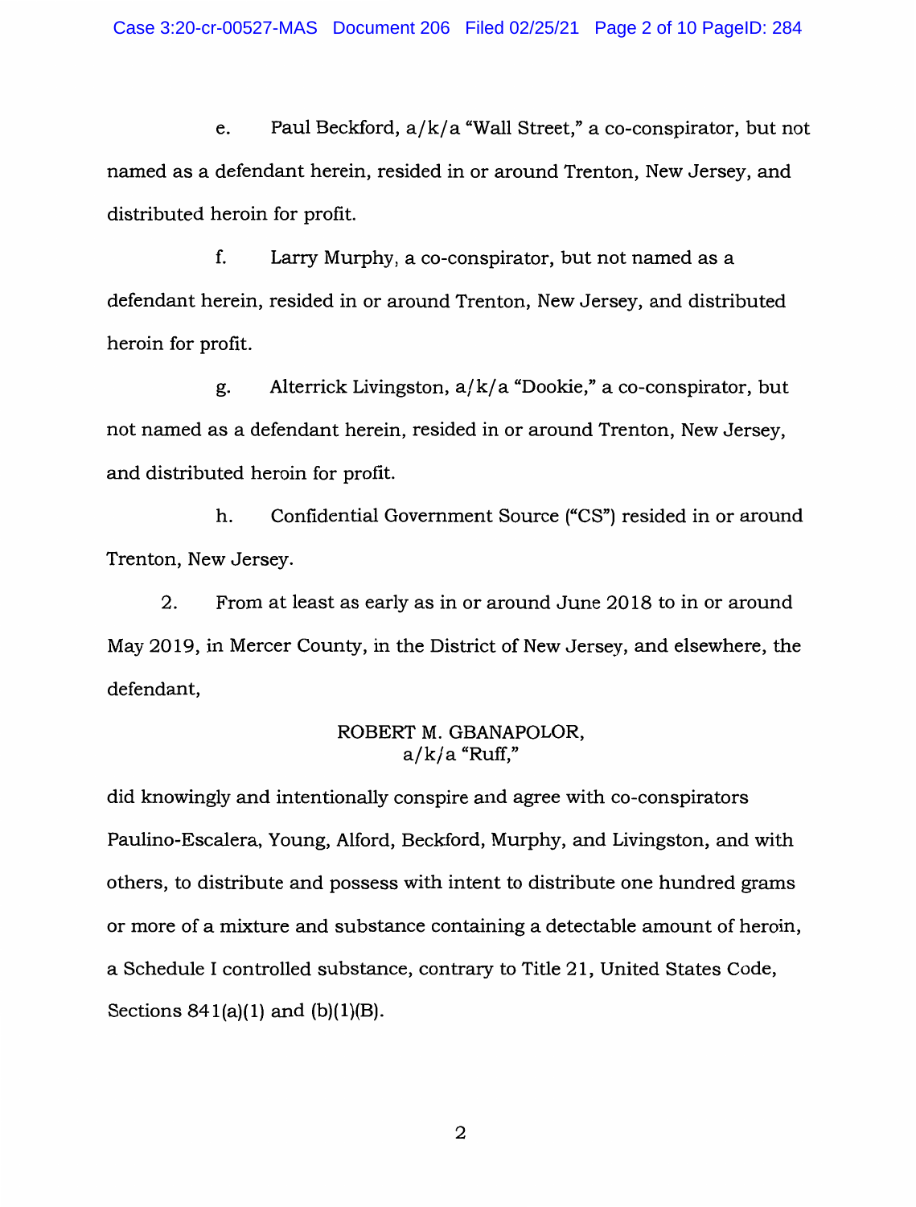e. Paul Beckford, a/k/a "Wall Street," a co-conspirator, but not named as a defendant herein, resided in or around Trenton, New Jersey, and distributed heroin for profit.

f. Larry Murphy, a co-conspirator, but not named as a defendant herein, resided in or around Trenton, New Jersey, and distributed heroin for profit.

g. Alterrick Livingston, a/k/a "Dookie," a co-conspirator, but not named as a defendant herein, resided in or around Trenton, New Jersey, and distributed heroin for profit.

h. Confidential Government Source ("CS") resided in or around Trenton, New Jersey.

2. From at least as early as in or around June 2018 to in or around May 2019, in Mercer County, in the District of New Jersey, and elsewhere, the defendant,

ROBERT M. GBANAPOLOR,
a/k/a "Ruff,"

did knowingly and intentionally conspire and agree with co-conspirators Paulino-Escalera, Young, Alford, Beckford, Murphy, and Livingston, and with others, to distribute and possess with intent to distribute one hundred grams or more of a mixture and substance containing a detectable amount of heroin, a Schedule I controlled substance, contrary to Title 21, United States Code, Sections 841(a)(1) and (b)(1)(B).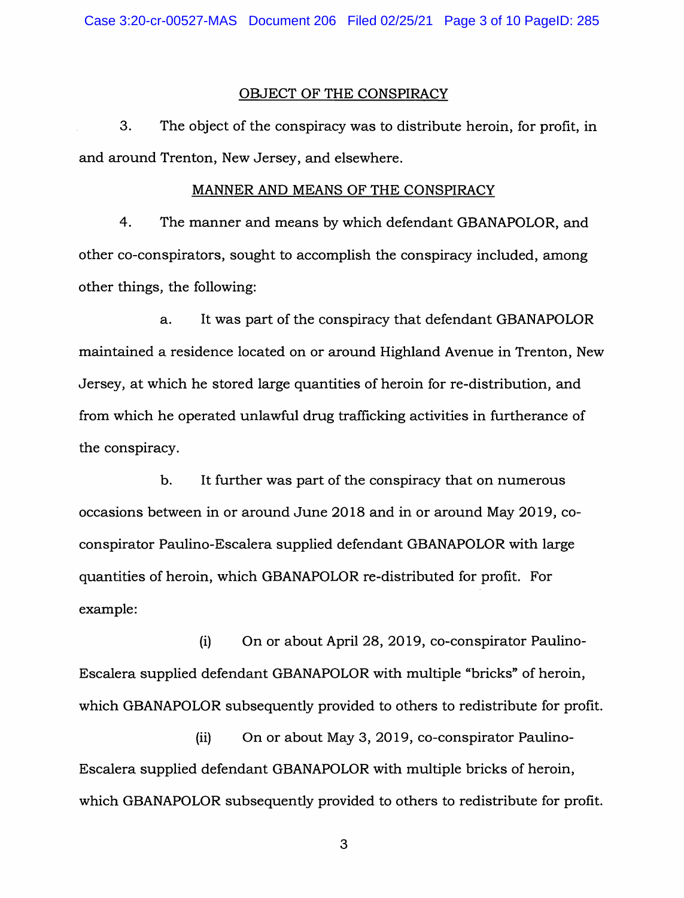## OBJECT OF THE CONSPIRACY

3. The object of the conspiracy was to distribute heroin, for profit, in and around Trenton, New Jersey, and elsewhere.

## MANNER AND MEANS OF THE CONSPIRACY

4. The manner and means by which defendant GBANAPOLOR, and other co-conspirators, sought to accomplish the conspiracy included, among other things, the following:

a. It was part of the conspiracy that defendant GBANAPOLOR maintained a residence located on or around Highland Avenue in Trenton, New Jersey, at which he stored large quantities of heroin for re-distribution, and from which he operated unlawful drug trafficking activities in furtherance of the conspiracy.

b. It further was part of the conspiracy that on numerous occasions between in or around June 2018 and in or around May 2019, co-conspirator Paulino-Escalera supplied defendant GBANAPOLOR with large quantities of heroin, which GBANAPOLOR re-distributed for profit. For example:

(i) On or about April 28, 2019, co-conspirator Paulino-Escalera supplied defendant GBANAPOLOR with multiple "bricks" of heroin, which GBANAPOLOR subsequently provided to others to redistribute for profit.

(ii) On or about May 3, 2019, co-conspirator Paulino-Escalera supplied defendant GBANAPOLOR with multiple bricks of heroin, which GBANAPOLOR subsequently provided to others to redistribute for profit.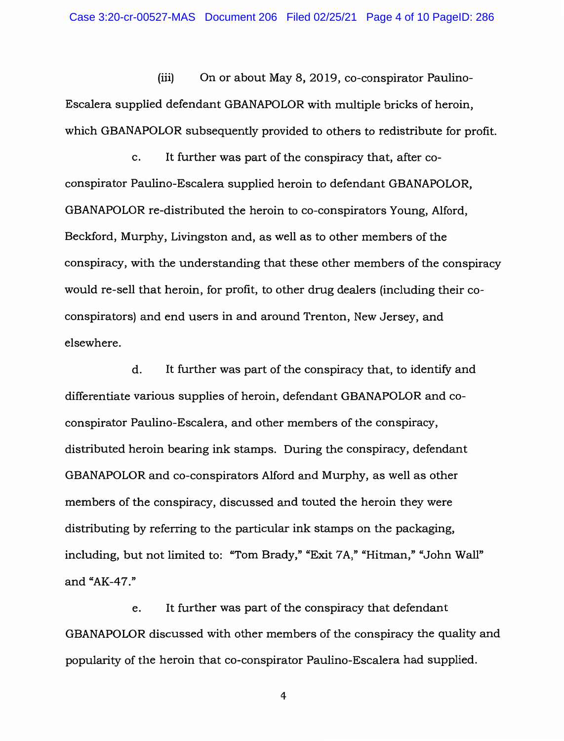(iii) On or about May 8, 2019, co-conspirator Paulino-Escalera supplied defendant GBANAPOLOR with multiple bricks of heroin, which GBANAPOLOR subsequently provided to others to redistribute for profit.

c. It further was part of the conspiracy that, after co-conspirator Paulino-Escalera supplied heroin to defendant GBANAPOLOR, GBANAPOLOR re-distributed the heroin to co-conspirators Young, Alford, Beckford, Murphy, Livingston and, as well as to other members of the conspiracy, with the understanding that these other members of the conspiracy would re-sell that heroin, for profit, to other drug dealers (including their co-conspirators) and end users in and around Trenton, New Jersey, and elsewhere.

d. It further was part of the conspiracy that, to identify and differentiate various supplies of heroin, defendant GBANAPOLOR and co-conspirator Paulino-Escalera, and other members of the conspiracy, distributed heroin bearing ink stamps. During the conspiracy, defendant GBANAPOLOR and co-conspirators Alford and Murphy, as well as other members of the conspiracy, discussed and touted the heroin they were distributing by referring to the particular ink stamps on the packaging, including, but not limited to: "Tom Brady," "Exit 7A," "Hitman," "John Wall" and "AK-47."

e. It further was part of the conspiracy that defendant GBANAPOLOR discussed with other members of the conspiracy the quality and popularity of the heroin that co-conspirator Paulino-Escalera had supplied.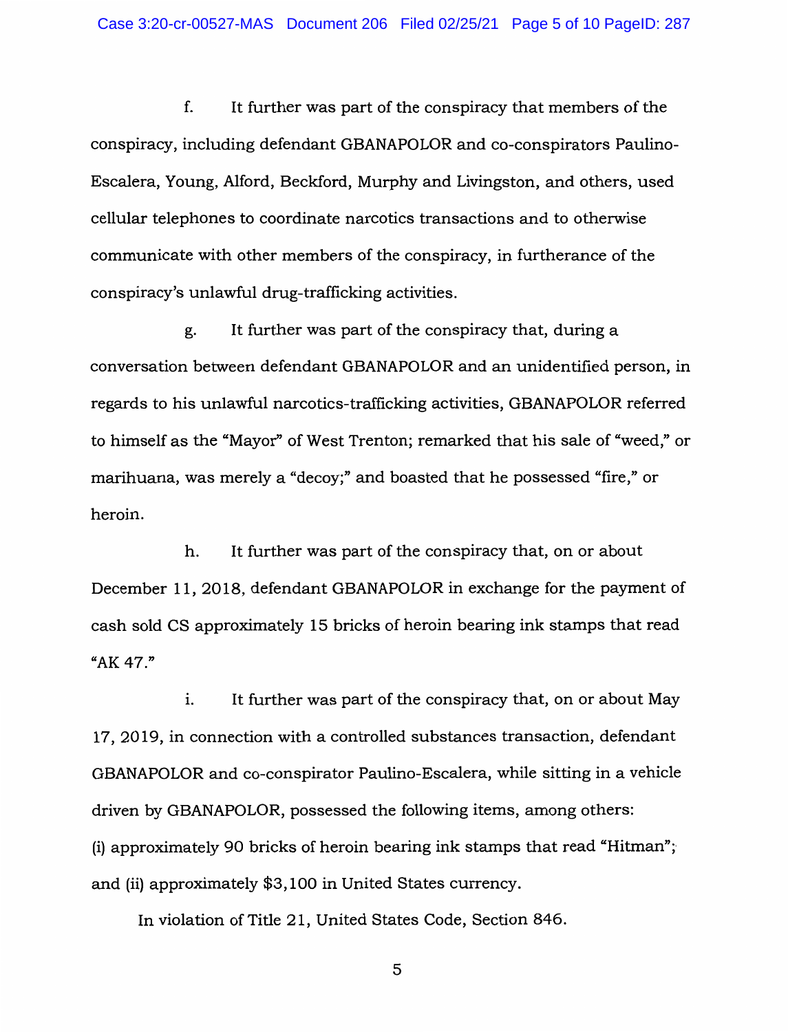f. It further was part of the conspiracy that members of the conspiracy, including defendant GBANAPOLOR and co-conspirators Paulino-Escalera, Young, Alford, Beckford, Murphy and Livingston, and others, used cellular telephones to coordinate narcotics transactions and to otherwise communicate with other members of the conspiracy, in furtherance of the conspiracy's unlawful drug-trafficking activities.

g. It further was part of the conspiracy that, during a conversation between defendant GBANAPOLOR and an unidentified person, in regards to his unlawful narcotics-trafficking activities, GBANAPOLOR referred to himself as the "Mayor" of West Trenton; remarked that his sale of "weed," or marihuana, was merely a "decoy;" and boasted that he possessed "fire," or heroin.

h. It further was part of the conspiracy that, on or about December 11, 2018, defendant GBANAPOLOR in exchange for the payment of cash sold CS approximately 15 bricks of heroin bearing ink stamps that read "AK 47."

i. It further was part of the conspiracy that, on or about May 17, 2019, in connection with a controlled substances transaction, defendant GBANAPOLOR and co-conspirator Paulino-Escalera, while sitting in a vehicle driven by GBANAPOLOR, possessed the following items, among others: (i) approximately 90 bricks of heroin bearing ink stamps that read "Hitman"; and (ii) approximately $3,100 in United States currency.

In violation of Title 21, United States Code, Section 846.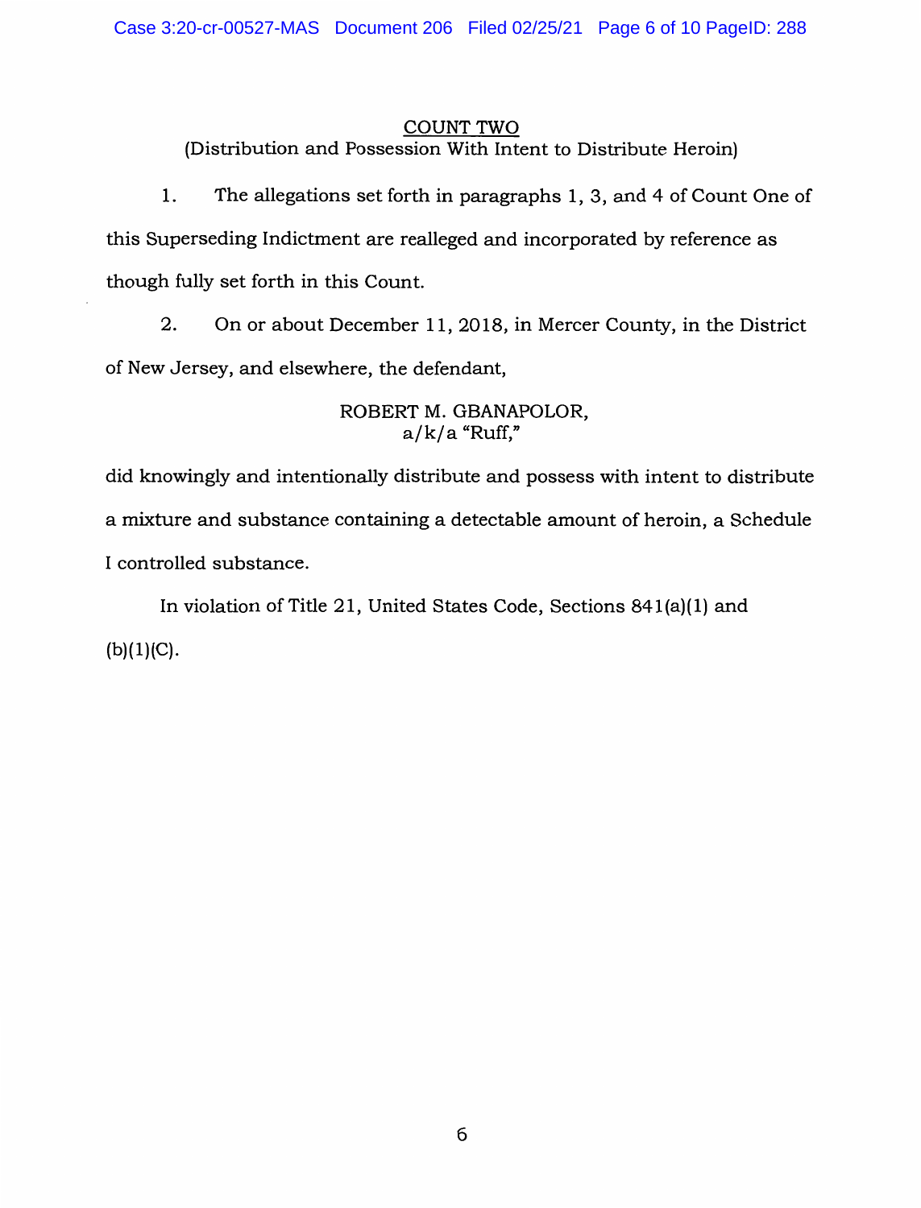## COUNT TWO

(Distribution and Possession With Intent to Distribute Heroin)

1. The allegations set forth in paragraphs 1, 3, and 4 of Count One of this Superseding Indictment are realleged and incorporated by reference as though fully set forth in this Count.

2. On or about December 11, 2018, in Mercer County, in the District of New Jersey, and elsewhere, the defendant,

ROBERT M. GBANAPOLOR,
a/k/a "Ruff,"

did knowingly and intentionally distribute and possess with intent to distribute a mixture and substance containing a detectable amount of heroin, a Schedule I controlled substance.

In violation of Title 21, United States Code, Sections 841(a)(1) and (b)(1)(C).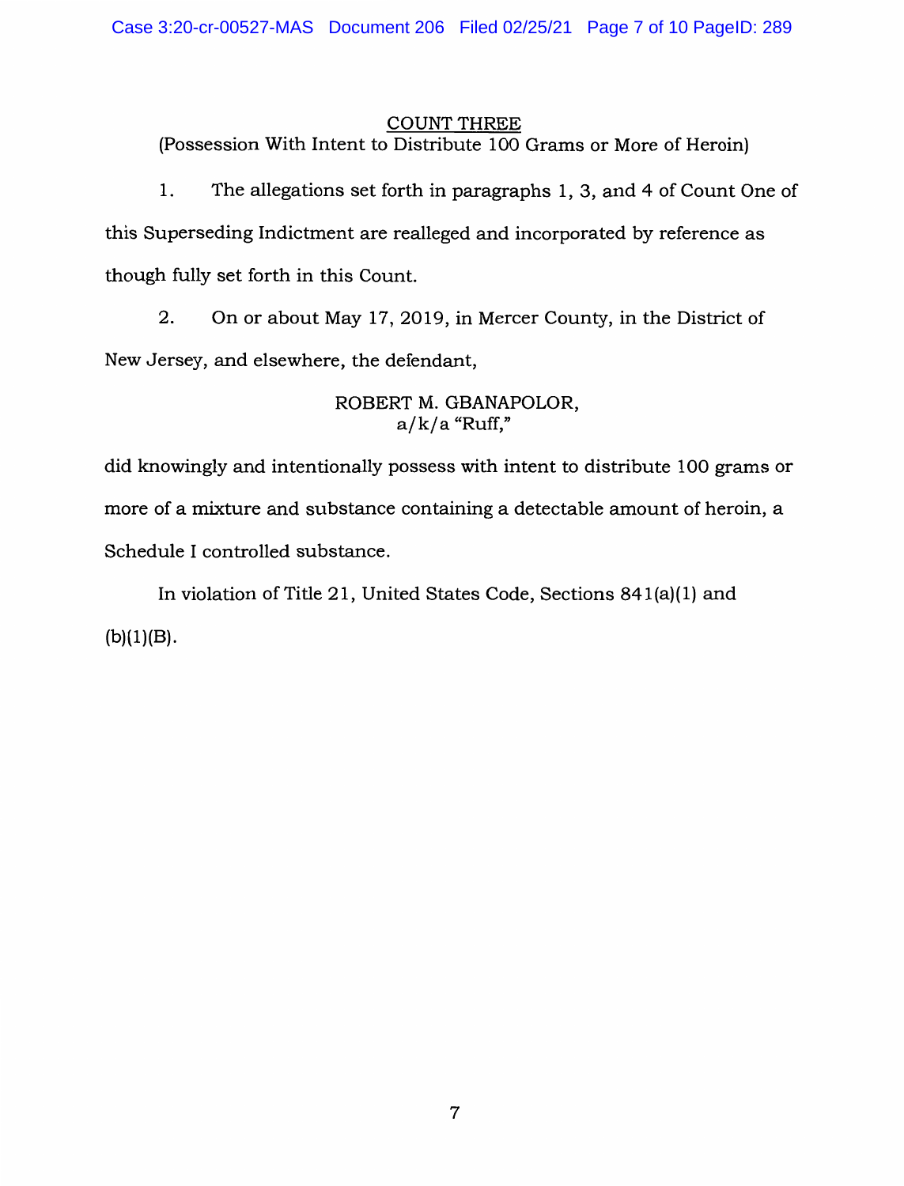## COUNT THREE

(Possession With Intent to Distribute 100 Grams or More of Heroin)

1. The allegations set forth in paragraphs 1, 3, and 4 of Count One of this Superseding Indictment are realleged and incorporated by reference as though fully set forth in this Count.

2. On or about May 17, 2019, in Mercer County, in the District of New Jersey, and elsewhere, the defendant,

ROBERT M. GBANAPOLOR,
a/k/a "Ruff,"

did knowingly and intentionally possess with intent to distribute 100 grams or more of a mixture and substance containing a detectable amount of heroin, a Schedule I controlled substance.

In violation of Title 21, United States Code, Sections 841(a)(1) and (b)(1)(B).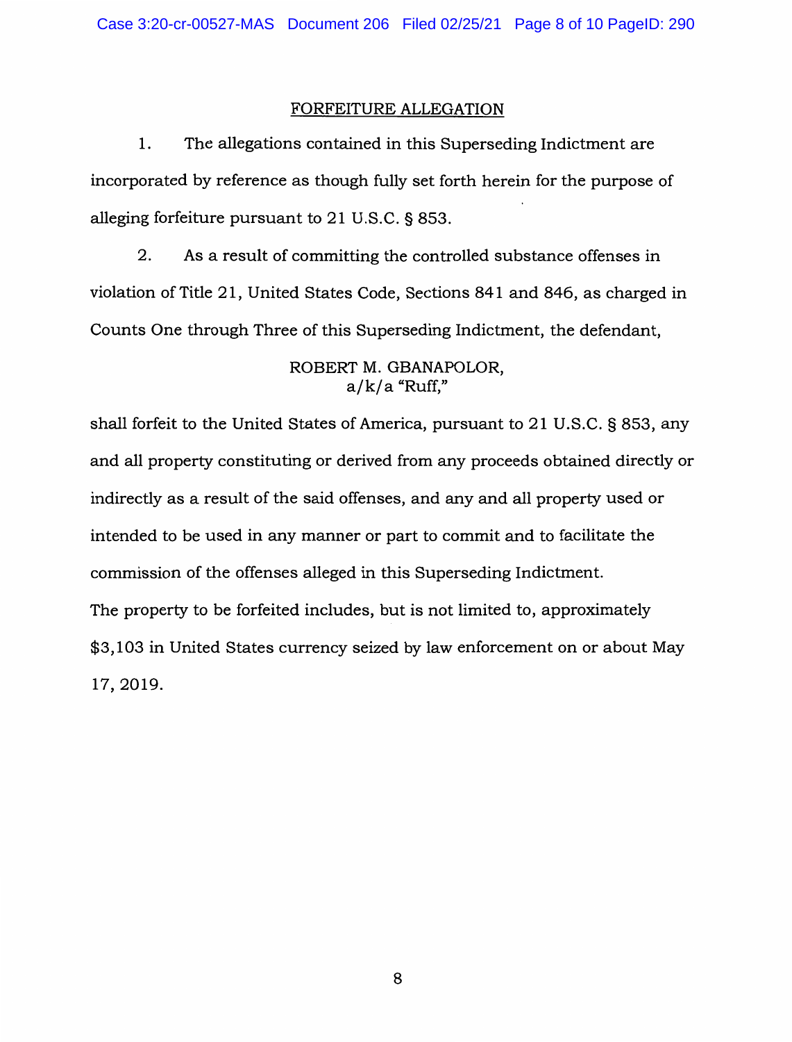## FORFEITURE ALLEGATION

1. The allegations contained in this Superseding Indictment are incorporated by reference as though fully set forth herein for the purpose of alleging forfeiture pursuant to 21 U.S.C. § 853.

2. As a result of committing the controlled substance offenses in violation of Title 21, United States Code, Sections 841 and 846, as charged in Counts One through Three of this Superseding Indictment, the defendant,

ROBERT M. GBANAPOLOR,
a/k/a "Ruff,"

shall forfeit to the United States of America, pursuant to 21 U.S.C. § 853, any and all property constituting or derived from any proceeds obtained directly or indirectly as a result of the said offenses, and any and all property used or intended to be used in any manner or part to commit and to facilitate the commission of the offenses alleged in this Superseding Indictment.

The property to be forfeited includes, but is not limited to, approximately $3,103 in United States currency seized by law enforcement on or about May 17, 2019.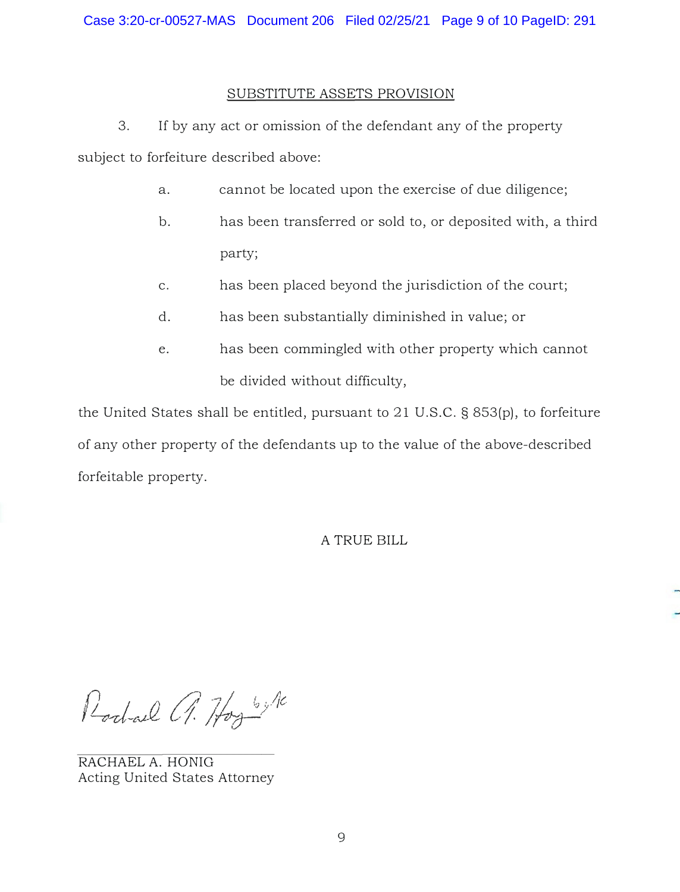## SUBSTITUTE ASSETS PROVISION

3. If by any act or omission of the defendant any of the property subject to forfeiture described above:

   a. cannot be located upon the exercise of due diligence;

   b. has been transferred or sold to, or deposited with, a third party;

   c. has been placed beyond the jurisdiction of the court;

   d. has been substantially diminished in value; or

   e. has been commingled with other property which cannot be divided without difficulty,

the United States shall be entitled, pursuant to 21 U.S.C. § 853(p), to forfeiture of any other property of the defendants up to the value of the above-described forfeitable property.

A TRUE BILL

Rachael A. Honig by [signature]

RACHAEL A. HONIG
Acting United States Attorney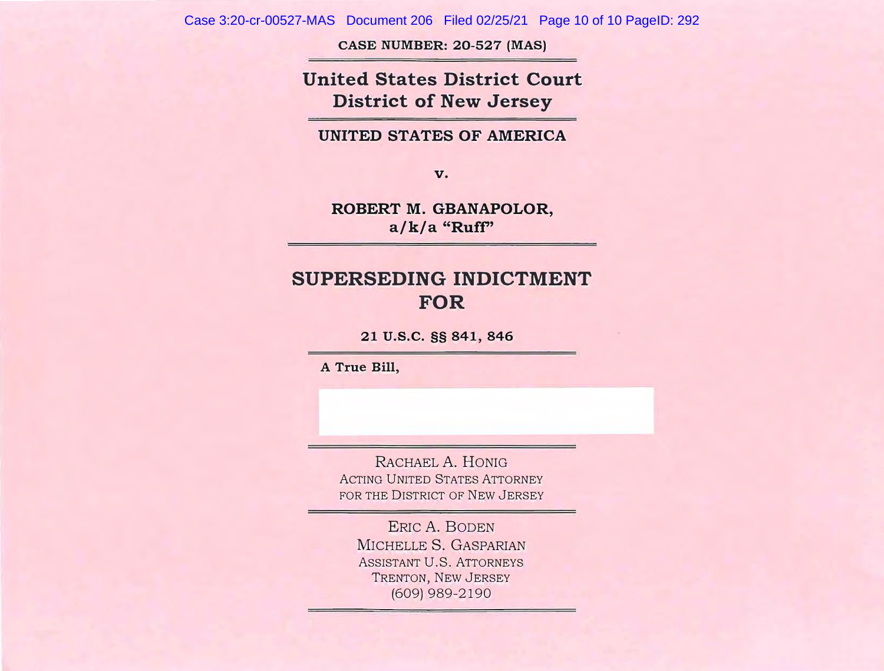**CASE NUMBER: 20-527 (MAS)**

---

# United States District Court District of New Jersey

---

**UNITED STATES OF AMERICA**

**v.**

**ROBERT M. GBANAPOLOR, a/k/a "Ruff"**

---

## SUPERSEDING INDICTMENT FOR

**21 U.S.C. §§ 841, 846**

---

**A True Bill,**

---

RACHAEL A. HONIG
ACTING UNITED STATES ATTORNEY
FOR THE DISTRICT OF NEW JERSEY

---

ERIC A. BODEN
MICHELLE S. GASPARIAN
ASSISTANT U.S. ATTORNEYS
TRENTON, NEW JERSEY
(609) 989-2190